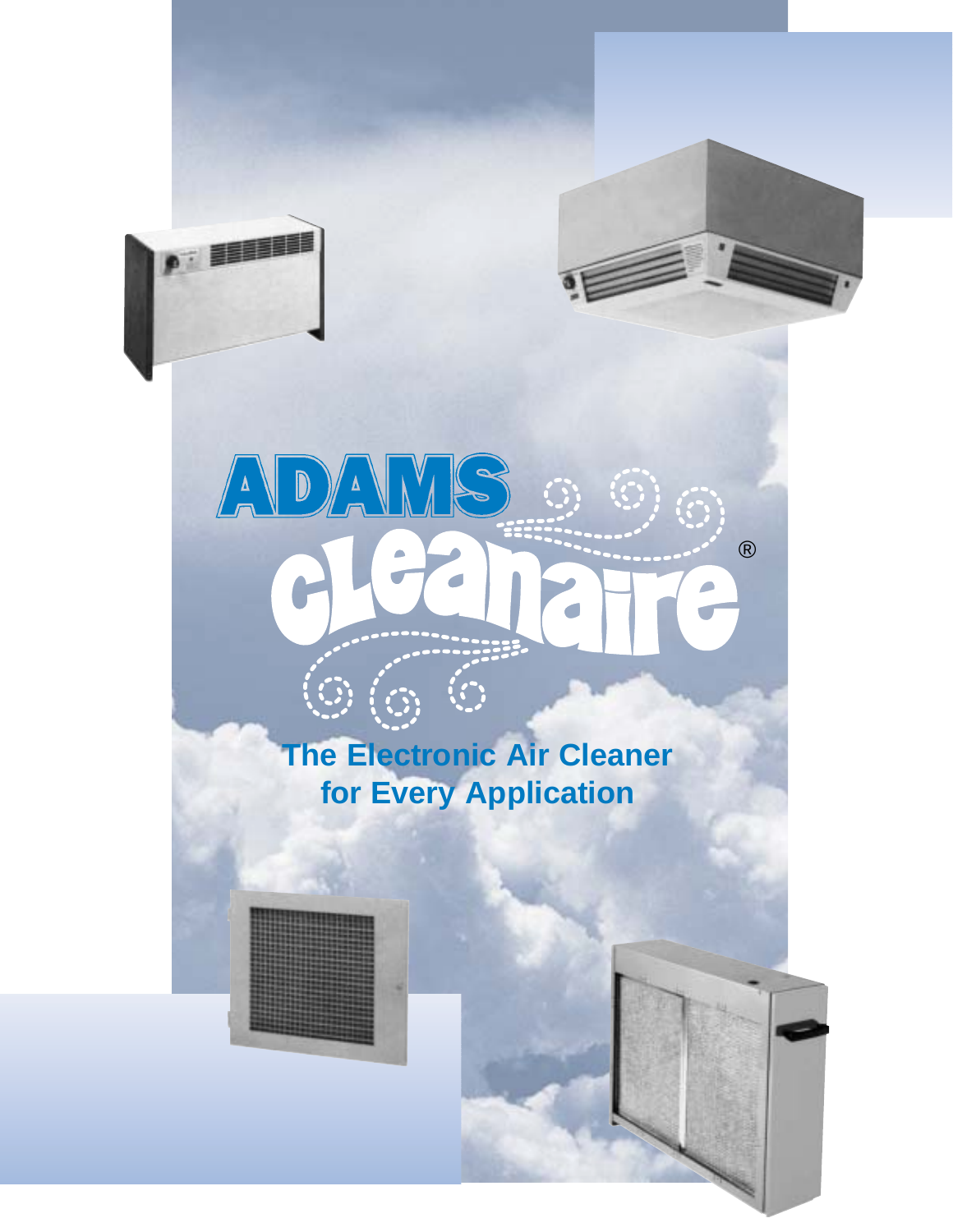# ADAMS cleanaire®

## The Electronic Air Cleaner for Every Application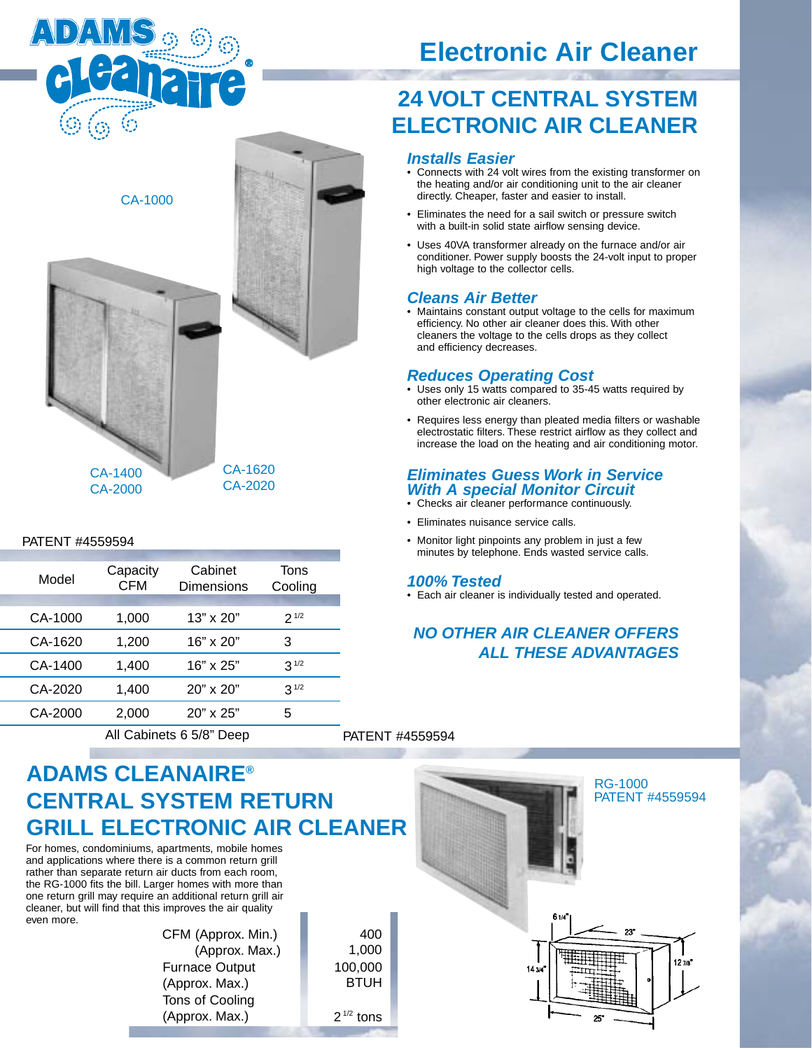# Electronic Air Cleaner

## 24 VOLT CENTRAL SYSTEM ELECTRONIC AIR CLEANER

CA-1000

CA-1400
CA-2000

CA-1620
CA-2020

### *Installs Easier*

- Connects with 24 volt wires from the existing transformer on the heating and/or air conditioning unit to the air cleaner directly. Cheaper, faster and easier to install.
- Eliminates the need for a sail switch or pressure switch with a built-in solid state airflow sensing device.
- Uses 40VA transformer already on the furnace and/or air conditioner. Power supply boosts the 24-volt input to proper high voltage to the collector cells.

### *Cleans Air Better*

- Maintains constant output voltage to the cells for maximum efficiency. No other air cleaner does this. With other cleaners the voltage to the cells drops as they collect and efficiency decreases.

### *Reduces Operating Cost*

- Uses only 15 watts compared to 35-45 watts required by other electronic air cleaners.
- Requires less energy than pleated media filters or washable electrostatic filters. These restrict airflow as they collect and increase the load on the heating and air conditioning motor.

### *Eliminates Guess Work in Service With A special Monitor Circuit*

- Checks air cleaner performance continuously.
- Eliminates nuisance service calls.
- Monitor light pinpoints any problem in just a few minutes by telephone. Ends wasted service calls.

### *100% Tested*

- Each air cleaner is individually tested and operated.

***NO OTHER AIR CLEANER OFFERS ALL THESE ADVANTAGES***

PATENT #4559594

| Model | Capacity CFM | Cabinet Dimensions | Tons Cooling |
|---|---|---|---|
| CA-1000 | 1,000 | 13" x 20" | 2 1/2 |
| CA-1620 | 1,200 | 16" x 20" | 3 |
| CA-1400 | 1,400 | 16" x 25" | 3 1/2 |
| CA-2020 | 1,400 | 20" x 20" | 3 1/2 |
| CA-2000 | 2,000 | 20" x 25" | 5 |

All Cabinets 6 5/8" Deep

PATENT #4559594

## ADAMS CLEANAIRE® CENTRAL SYSTEM RETURN GRILL ELECTRONIC AIR CLEANER

For homes, condominiums, apartments, mobile homes and applications where there is a common return grill rather than separate return air ducts from each room, the RG-1000 fits the bill. Larger homes with more than one return grill may require an additional return grill air cleaner, but will find that this improves the air quality even more.

| | |
|---|---|
| CFM (Approx. Min.) | 400 |
| (Approx. Max.) | 1,000 |
| Furnace Output (Approx. Max.) | 100,000 BTUH |
| Tons of Cooling (Approx. Max.) | 2 1/2 tons |

RG-1000
PATENT #4559594

6 1/4" 23" 14 3/4" 12 7/8" 25"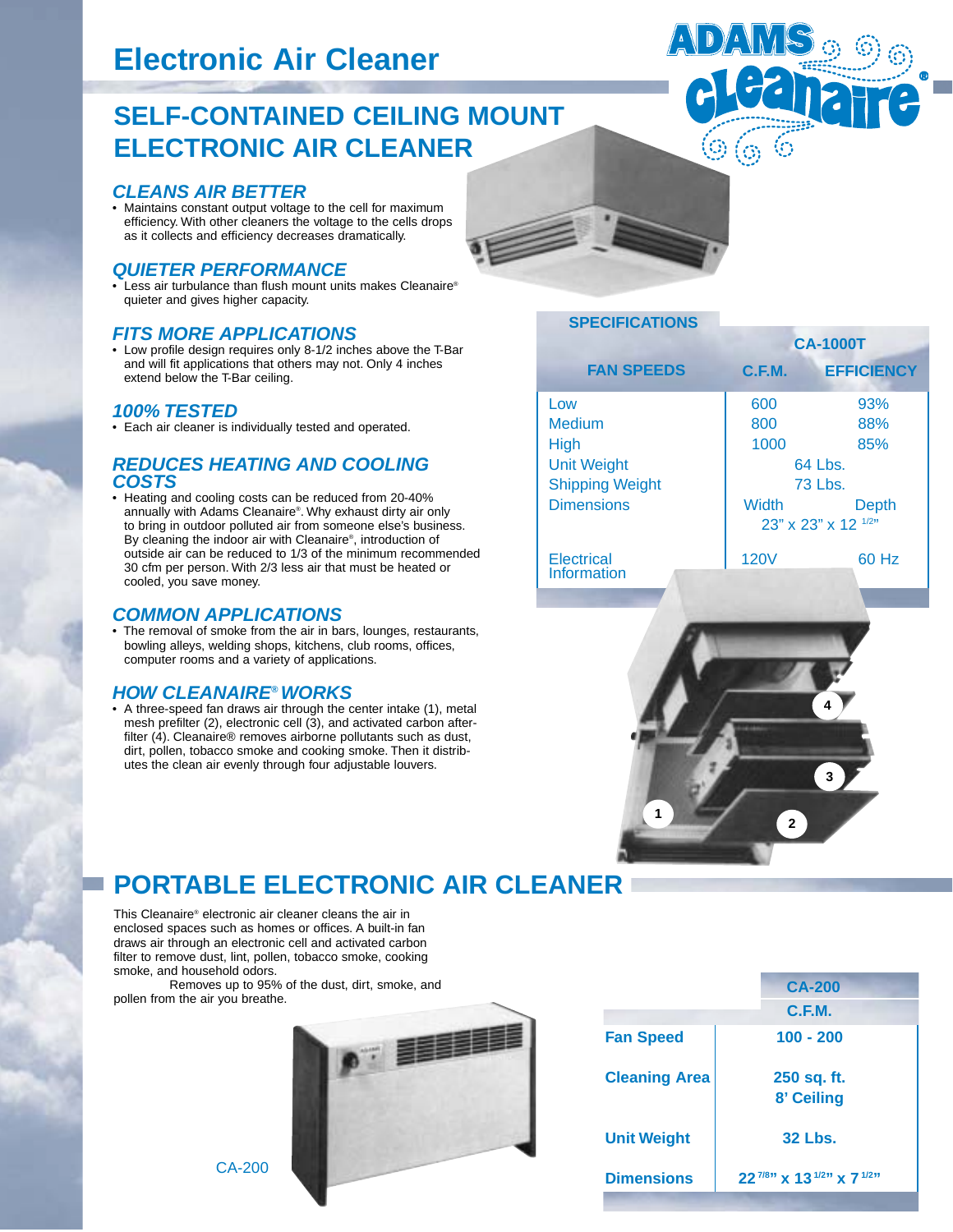# Electronic Air Cleaner

## SELF-CONTAINED CEILING MOUNT ELECTRONIC AIR CLEANER

### *CLEANS AIR BETTER*

- Maintains constant output voltage to the cell for maximum efficiency. With other cleaners the voltage to the cells drops as it collects and efficiency decreases dramatically.

### *QUIETER PERFORMANCE*

- Less air turbulance than flush mount units makes Cleanaire® quieter and gives higher capacity.

### *FITS MORE APPLICATIONS*

- Low profile design requires only 8-1/2 inches above the T-Bar and will fit applications that others may not. Only 4 inches extend below the T-Bar ceiling.

### *100% TESTED*

- Each air cleaner is individually tested and operated.

### *REDUCES HEATING AND COOLING COSTS*

- Heating and cooling costs can be reduced from 20-40% annually with Adams Cleanaire®. Why exhaust dirty air only to bring in outdoor polluted air from someone else's business. By cleaning the indoor air with Cleanaire®, introduction of outside air can be reduced to 1/3 of the minimum recommended 30 cfm per person. With 2/3 less air that must be heated or cooled, you save money.

### *COMMON APPLICATIONS*

- The removal of smoke from the air in bars, lounges, restaurants, bowling alleys, welding shops, kitchens, club rooms, offices, computer rooms and a variety of applications.

### *HOW CLEANAIRE® WORKS*

- A three-speed fan draws air through the center intake (1), metal mesh prefilter (2), electronic cell (3), and activated carbon after-filter (4). Cleanaire® removes airborne pollutants such as dust, dirt, pollen, tobacco smoke and cooking smoke. Then it distributes the clean air evenly through four adjustable louvers.

**SPECIFICATIONS**

| FAN SPEEDS | CA-1000T C.F.M. | CA-1000T EFFICIENCY |
|---|---|---|
| Low | 600 | 93% |
| Medium | 800 | 88% |
| High | 1000 | 85% |
| Unit Weight | 64 Lbs. | |
| Shipping Weight | 73 Lbs. | |
| Dimensions | Width 23" x 23" x 12 1/2" | Depth |
| Electrical Information | 120V | 60 Hz |

## PORTABLE ELECTRONIC AIR CLEANER

This Cleanaire® electronic air cleaner cleans the air in enclosed spaces such as homes or offices. A built-in fan draws air through an electronic cell and activated carbon filter to remove dust, lint, pollen, tobacco smoke, cooking smoke, and household odors.

Removes up to 95% of the dust, dirt, smoke, and pollen from the air you breathe.

CA-200

| | CA-200 C.F.M. |
|---|---|
| **Fan Speed** | **100 - 200** |
| **Cleaning Area** | **250 sq. ft. 8' Ceiling** |
| **Unit Weight** | **32 Lbs.** |
| **Dimensions** | **22 7/8" x 13 1/2" x 7 1/2"** |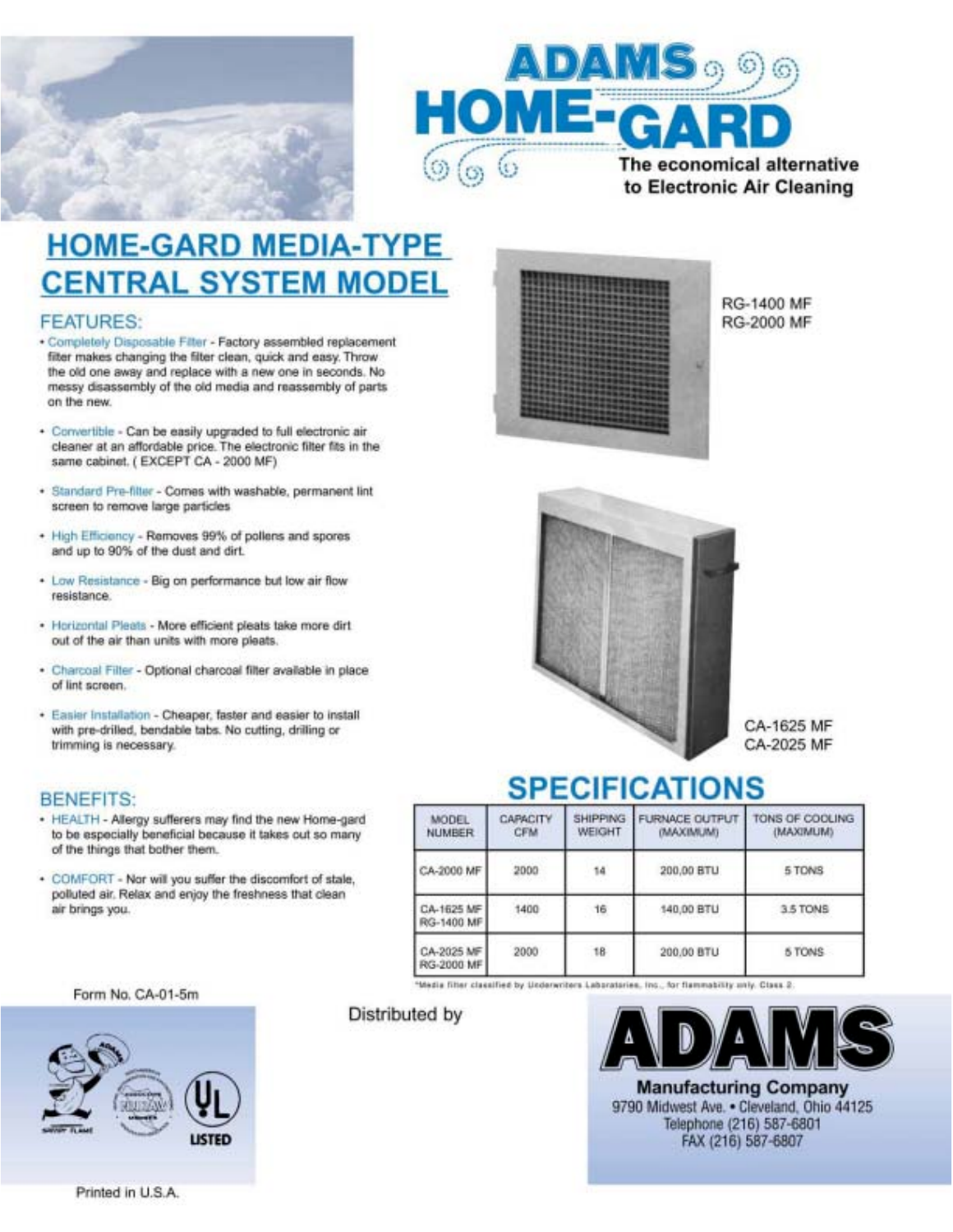# ADAMS HOME-GARD

The economical alternative to Electronic Air Cleaning

## HOME-GARD MEDIA-TYPE CENTRAL SYSTEM MODEL

### FEATURES:

- Completely Disposable Filter - Factory assembled replacement filter makes changing the filter clean, quick and easy. Throw the old one away and replace with a new one in seconds. No messy disassembly of the old media and reassembly of parts on the new.
- Convertible - Can be easily upgraded to full electronic air cleaner at an affordable price. The electronic filter fits in the same cabinet. ( EXCEPT CA - 2000 MF)
- Standard Pre-filter - Comes with washable, permanent lint screen to remove large particles
- High Efficiency - Removes 99% of pollens and spores and up to 90% of the dust and dirt.
- Low Resistance - Big on performance but low air flow resistance.
- Horizontal Pleats - More efficient pleats take more dirt out of the air than units with more pleats.
- Charcoal Filter - Optional charcoal filter available in place of lint screen.
- Easier Installation - Cheaper, faster and easier to install with pre-drilled, bendable tabs. No cutting, drilling or trimming is necessary.

### BENEFITS:

- HEALTH - Allergy sufferers may find the new Home-gard to be especially beneficial because it takes out so many of the things that bother them.
- COMFORT - Nor will you suffer the discomfort of stale, polluted air. Relax and enjoy the freshness that clean air brings you.

RG-1400 MF
RG-2000 MF

CA-1625 MF
CA-2025 MF

## SPECIFICATIONS

| MODEL NUMBER | CAPACITY CFM | SHIPPING WEIGHT | FURNACE OUTPUT (MAXIMUM) | TONS OF COOLING (MAXIMUM) |
|---|---|---|---|---|
| CA-2000 MF | 2000 | 14 | 200,00 BTU | 5 TONS |
| CA-1625 MF RG-1400 MF | 1400 | 16 | 140,00 BTU | 3.5 TONS |
| CA-2025 MF RG-2000 MF | 2000 | 18 | 200,00 BTU | 5 TONS |

*Media filter classified by Underwriters Laboratories, Inc., for flammability only. Class 2.

Form No. CA-01-5m

UL LISTED

Distributed by

**ADAMS**
Manufacturing Company
9790 Midwest Ave. • Cleveland, Ohio 44125
Telephone (216) 587-6801
FAX (216) 587-6807

Printed in U.S.A.